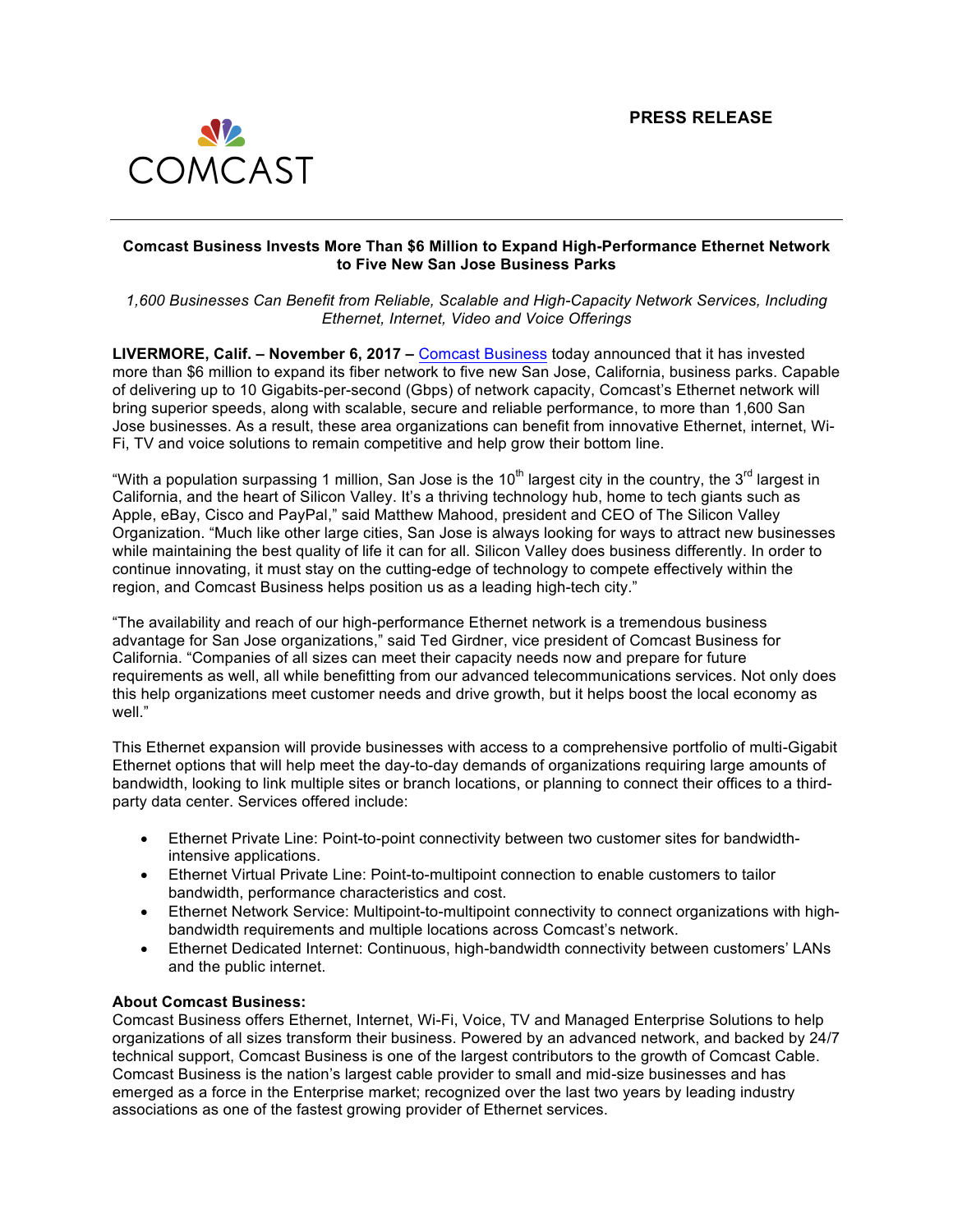COMCAST

PRESS RELEASE

**Comcast Business Invests More Than $6 Million to Expand High-Performance Ethernet Network to Five New San Jose Business Parks**

*1,600 Businesses Can Benefit from Reliable, Scalable and High-Capacity Network Services, Including Ethernet, Internet, Video and Voice Offerings*

**LIVERMORE, Calif. – November 6, 2017 –** Comcast Business today announced that it has invested more than $6 million to expand its fiber network to five new San Jose, California, business parks. Capable of delivering up to 10 Gigabits-per-second (Gbps) of network capacity, Comcast's Ethernet network will bring superior speeds, along with scalable, secure and reliable performance, to more than 1,600 San Jose businesses. As a result, these area organizations can benefit from innovative Ethernet, internet, Wi-Fi, TV and voice solutions to remain competitive and help grow their bottom line.

"With a population surpassing 1 million, San Jose is the 10th largest city in the country, the 3rd largest in California, and the heart of Silicon Valley. It's a thriving technology hub, home to tech giants such as Apple, eBay, Cisco and PayPal," said Matthew Mahood, president and CEO of The Silicon Valley Organization. "Much like other large cities, San Jose is always looking for ways to attract new businesses while maintaining the best quality of life it can for all. Silicon Valley does business differently. In order to continue innovating, it must stay on the cutting-edge of technology to compete effectively within the region, and Comcast Business helps position us as a leading high-tech city."

"The availability and reach of our high-performance Ethernet network is a tremendous business advantage for San Jose organizations," said Ted Girdner, vice president of Comcast Business for California. "Companies of all sizes can meet their capacity needs now and prepare for future requirements as well, all while benefitting from our advanced telecommunications services. Not only does this help organizations meet customer needs and drive growth, but it helps boost the local economy as well."

This Ethernet expansion will provide businesses with access to a comprehensive portfolio of multi-Gigabit Ethernet options that will help meet the day-to-day demands of organizations requiring large amounts of bandwidth, looking to link multiple sites or branch locations, or planning to connect their offices to a third-party data center. Services offered include:

- Ethernet Private Line: Point-to-point connectivity between two customer sites for bandwidth-intensive applications.
- Ethernet Virtual Private Line: Point-to-multipoint connection to enable customers to tailor bandwidth, performance characteristics and cost.
- Ethernet Network Service: Multipoint-to-multipoint connectivity to connect organizations with high-bandwidth requirements and multiple locations across Comcast's network.
- Ethernet Dedicated Internet: Continuous, high-bandwidth connectivity between customers' LANs and the public internet.

**About Comcast Business:**

Comcast Business offers Ethernet, Internet, Wi-Fi, Voice, TV and Managed Enterprise Solutions to help organizations of all sizes transform their business. Powered by an advanced network, and backed by 24/7 technical support, Comcast Business is one of the largest contributors to the growth of Comcast Cable. Comcast Business is the nation's largest cable provider to small and mid-size businesses and has emerged as a force in the Enterprise market; recognized over the last two years by leading industry associations as one of the fastest growing provider of Ethernet services.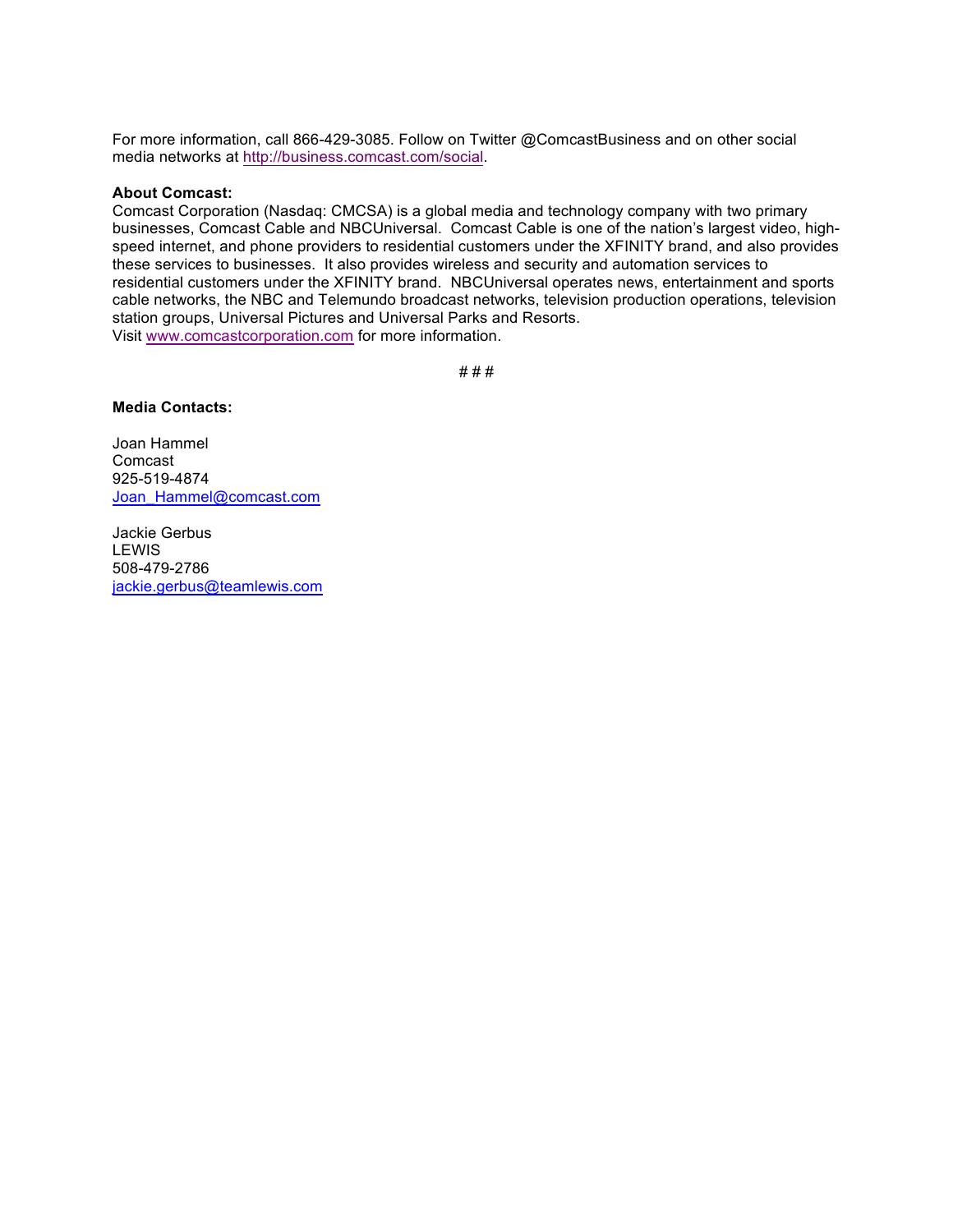For more information, call 866-429-3085. Follow on Twitter @ComcastBusiness and on other social media networks at http://business.comcast.com/social.

**About Comcast:**
Comcast Corporation (Nasdaq: CMCSA) is a global media and technology company with two primary businesses, Comcast Cable and NBCUniversal. Comcast Cable is one of the nation's largest video, high-speed internet, and phone providers to residential customers under the XFINITY brand, and also provides these services to businesses. It also provides wireless and security and automation services to residential customers under the XFINITY brand. NBCUniversal operates news, entertainment and sports cable networks, the NBC and Telemundo broadcast networks, television production operations, television station groups, Universal Pictures and Universal Parks and Resorts.
Visit www.comcastcorporation.com for more information.

# # #

**Media Contacts:**

Joan Hammel
Comcast
925-519-4874
Joan_Hammel@comcast.com

Jackie Gerbus
LEWIS
508-479-2786
jackie.gerbus@teamlewis.com